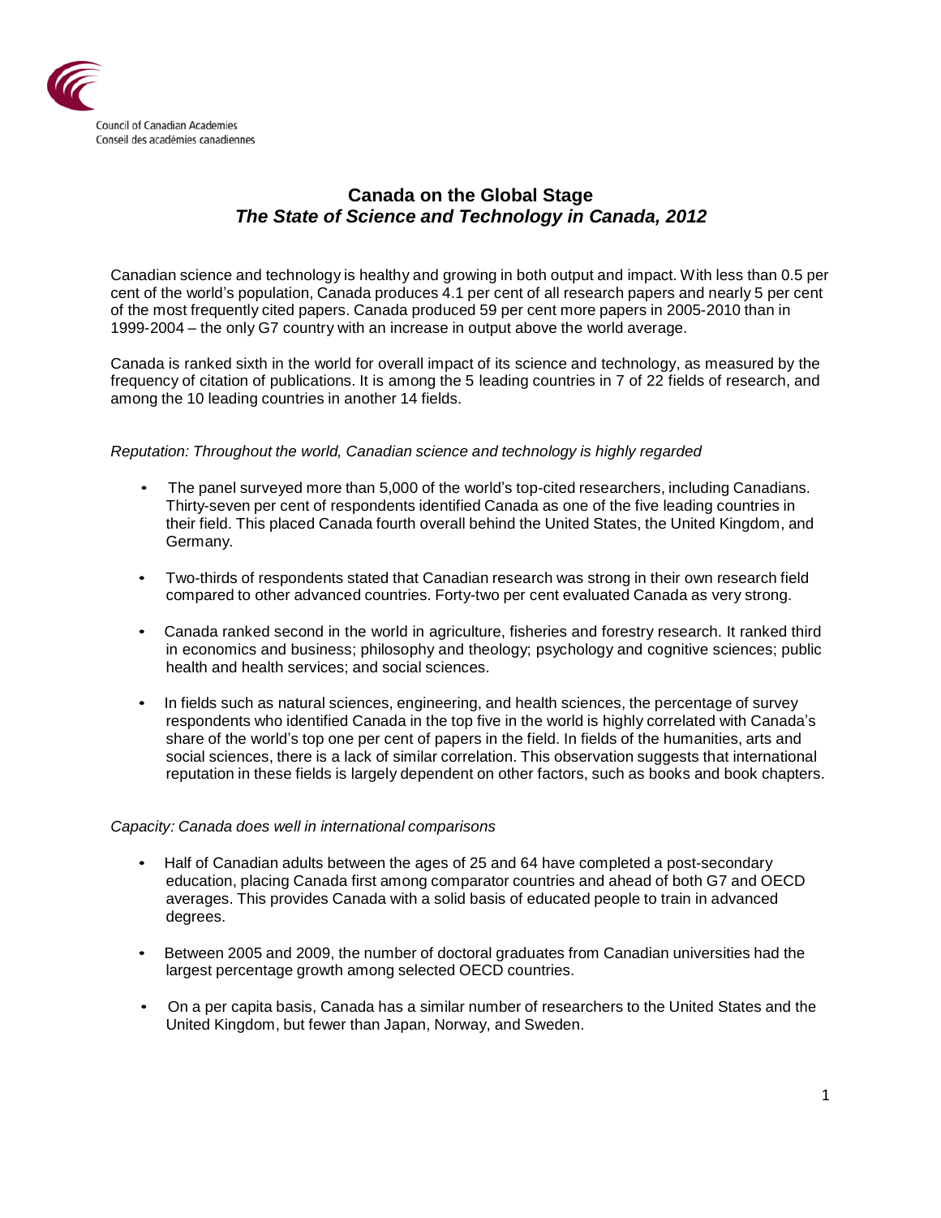Council of Canadian Academies
Conseil des académies canadiennes

# Canada on the Global Stage
## *The State of Science and Technology in Canada, 2012*

Canadian science and technology is healthy and growing in both output and impact. With less than 0.5 per cent of the world's population, Canada produces 4.1 per cent of all research papers and nearly 5 per cent of the most frequently cited papers. Canada produced 59 per cent more papers in 2005-2010 than in 1999-2004 – the only G7 country with an increase in output above the world average.

Canada is ranked sixth in the world for overall impact of its science and technology, as measured by the frequency of citation of publications. It is among the 5 leading countries in 7 of 22 fields of research, and among the 10 leading countries in another 14 fields.

*Reputation: Throughout the world, Canadian science and technology is highly regarded*

- The panel surveyed more than 5,000 of the world's top-cited researchers, including Canadians. Thirty-seven per cent of respondents identified Canada as one of the five leading countries in their field. This placed Canada fourth overall behind the United States, the United Kingdom, and Germany.
- Two-thirds of respondents stated that Canadian research was strong in their own research field compared to other advanced countries. Forty-two per cent evaluated Canada as very strong.
- Canada ranked second in the world in agriculture, fisheries and forestry research. It ranked third in economics and business; philosophy and theology; psychology and cognitive sciences; public health and health services; and social sciences.
- In fields such as natural sciences, engineering, and health sciences, the percentage of survey respondents who identified Canada in the top five in the world is highly correlated with Canada's share of the world's top one per cent of papers in the field. In fields of the humanities, arts and social sciences, there is a lack of similar correlation. This observation suggests that international reputation in these fields is largely dependent on other factors, such as books and book chapters.

*Capacity: Canada does well in international comparisons*

- Half of Canadian adults between the ages of 25 and 64 have completed a post-secondary education, placing Canada first among comparator countries and ahead of both G7 and OECD averages. This provides Canada with a solid basis of educated people to train in advanced degrees.
- Between 2005 and 2009, the number of doctoral graduates from Canadian universities had the largest percentage growth among selected OECD countries.
- On a per capita basis, Canada has a similar number of researchers to the United States and the United Kingdom, but fewer than Japan, Norway, and Sweden.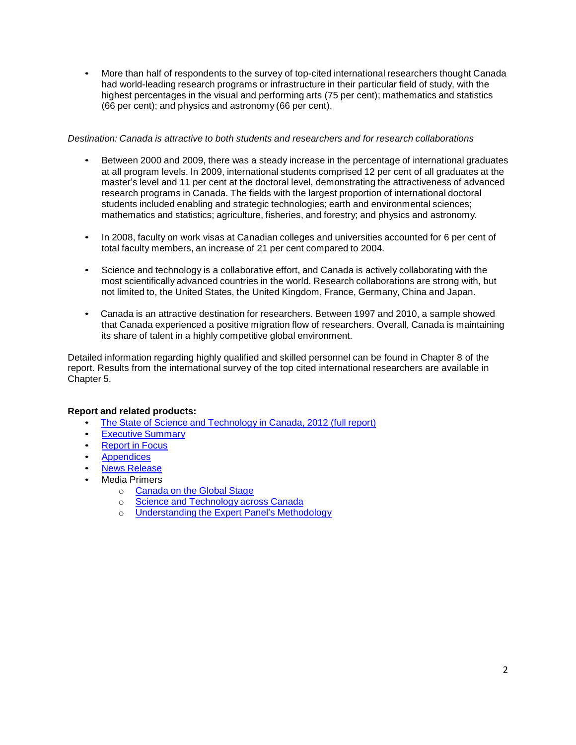- More than half of respondents to the survey of top-cited international researchers thought Canada had world-leading research programs or infrastructure in their particular field of study, with the highest percentages in the visual and performing arts (75 per cent); mathematics and statistics (66 per cent); and physics and astronomy (66 per cent).

*Destination: Canada is attractive to both students and researchers and for research collaborations*

- Between 2000 and 2009, there was a steady increase in the percentage of international graduates at all program levels. In 2009, international students comprised 12 per cent of all graduates at the master's level and 11 per cent at the doctoral level, demonstrating the attractiveness of advanced research programs in Canada. The fields with the largest proportion of international doctoral students included enabling and strategic technologies; earth and environmental sciences; mathematics and statistics; agriculture, fisheries, and forestry; and physics and astronomy.

- In 2008, faculty on work visas at Canadian colleges and universities accounted for 6 per cent of total faculty members, an increase of 21 per cent compared to 2004.

- Science and technology is a collaborative effort, and Canada is actively collaborating with the most scientifically advanced countries in the world. Research collaborations are strong with, but not limited to, the United States, the United Kingdom, France, Germany, China and Japan.

- Canada is an attractive destination for researchers. Between 1997 and 2010, a sample showed that Canada experienced a positive migration flow of researchers. Overall, Canada is maintaining its share of talent in a highly competitive global environment.

Detailed information regarding highly qualified and skilled personnel can be found in Chapter 8 of the report. Results from the international survey of the top cited international researchers are available in Chapter 5.

**Report and related products:**

- The State of Science and Technology in Canada, 2012 (full report)
- Executive Summary
- Report in Focus
- Appendices
- News Release
- Media Primers
  - Canada on the Global Stage
  - Science and Technology across Canada
  - Understanding the Expert Panel's Methodology